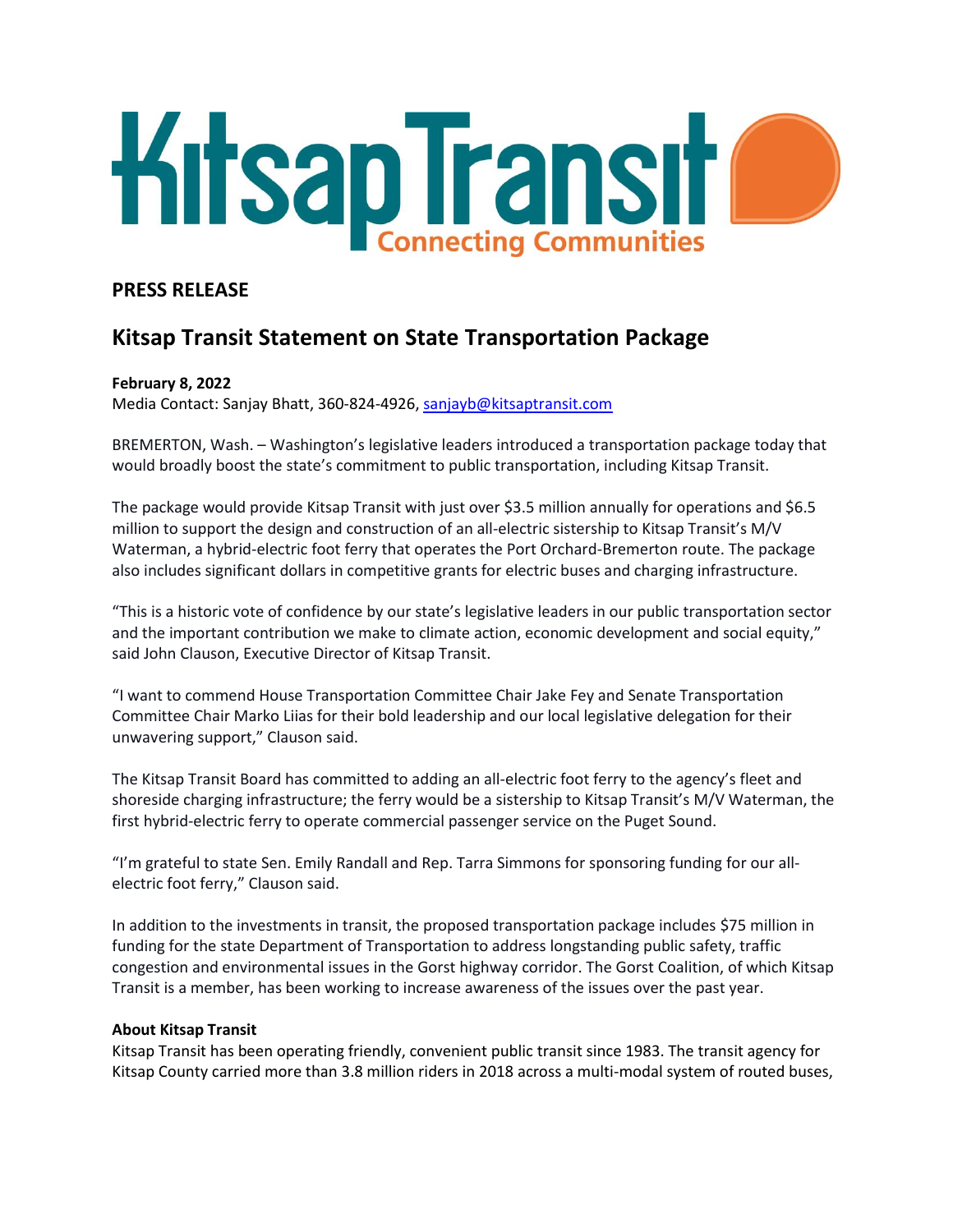# Kitsap Transit

Connecting Communities

**PRESS RELEASE**

## Kitsap Transit Statement on State Transportation Package

**February 8, 2022**
Media Contact: Sanjay Bhatt, 360-824-4926, sanjayb@kitsaptransit.com

BREMERTON, Wash. – Washington's legislative leaders introduced a transportation package today that would broadly boost the state's commitment to public transportation, including Kitsap Transit.

The package would provide Kitsap Transit with just over $3.5 million annually for operations and $6.5 million to support the design and construction of an all-electric sistership to Kitsap Transit's M/V Waterman, a hybrid-electric foot ferry that operates the Port Orchard-Bremerton route. The package also includes significant dollars in competitive grants for electric buses and charging infrastructure.

"This is a historic vote of confidence by our state's legislative leaders in our public transportation sector and the important contribution we make to climate action, economic development and social equity," said John Clauson, Executive Director of Kitsap Transit.

"I want to commend House Transportation Committee Chair Jake Fey and Senate Transportation Committee Chair Marko Liias for their bold leadership and our local legislative delegation for their unwavering support," Clauson said.

The Kitsap Transit Board has committed to adding an all-electric foot ferry to the agency's fleet and shoreside charging infrastructure; the ferry would be a sistership to Kitsap Transit's M/V Waterman, the first hybrid-electric ferry to operate commercial passenger service on the Puget Sound.

"I'm grateful to state Sen. Emily Randall and Rep. Tarra Simmons for sponsoring funding for our all-electric foot ferry," Clauson said.

In addition to the investments in transit, the proposed transportation package includes $75 million in funding for the state Department of Transportation to address longstanding public safety, traffic congestion and environmental issues in the Gorst highway corridor. The Gorst Coalition, of which Kitsap Transit is a member, has been working to increase awareness of the issues over the past year.

**About Kitsap Transit**
Kitsap Transit has been operating friendly, convenient public transit since 1983. The transit agency for Kitsap County carried more than 3.8 million riders in 2018 across a multi-modal system of routed buses,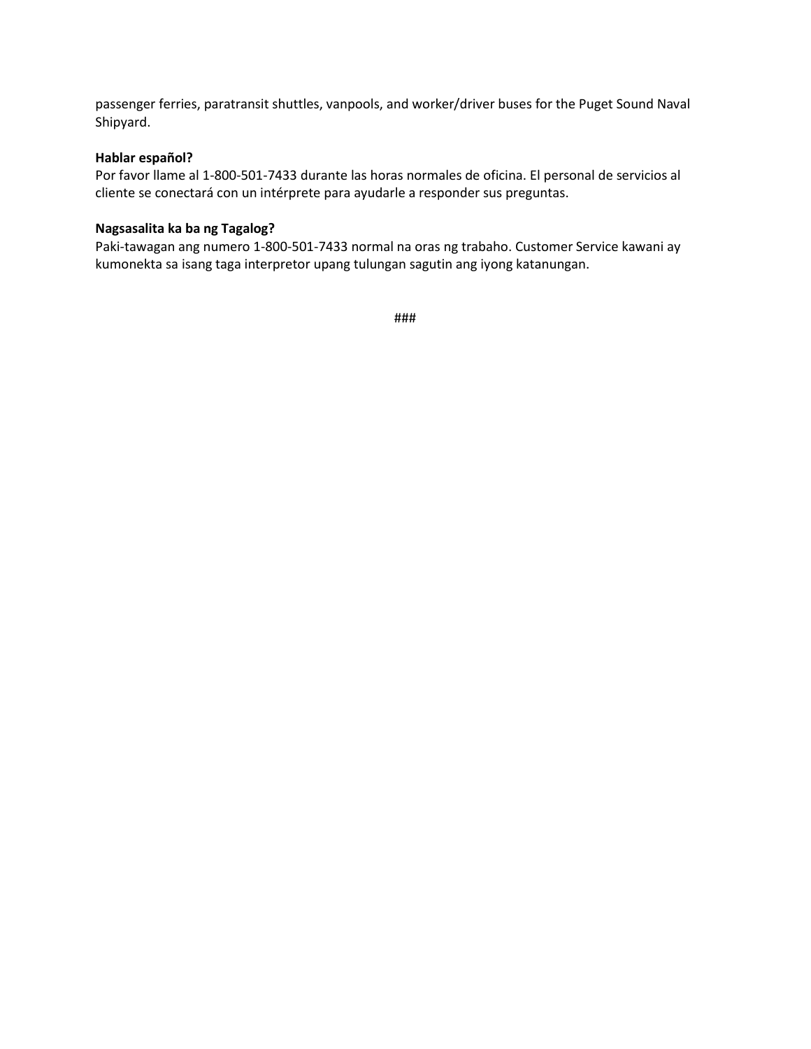passenger ferries, paratransit shuttles, vanpools, and worker/driver buses for the Puget Sound Naval Shipyard.

**Hablar español?**
Por favor llame al 1-800-501-7433 durante las horas normales de oficina. El personal de servicios al cliente se conectará con un intérprete para ayudarle a responder sus preguntas.

**Nagsasalita ka ba ng Tagalog?**
Paki-tawagan ang numero 1-800-501-7433 normal na oras ng trabaho. Customer Service kawani ay kumonekta sa isang taga interpretor upang tulungan sagutin ang iyong katanungan.

###